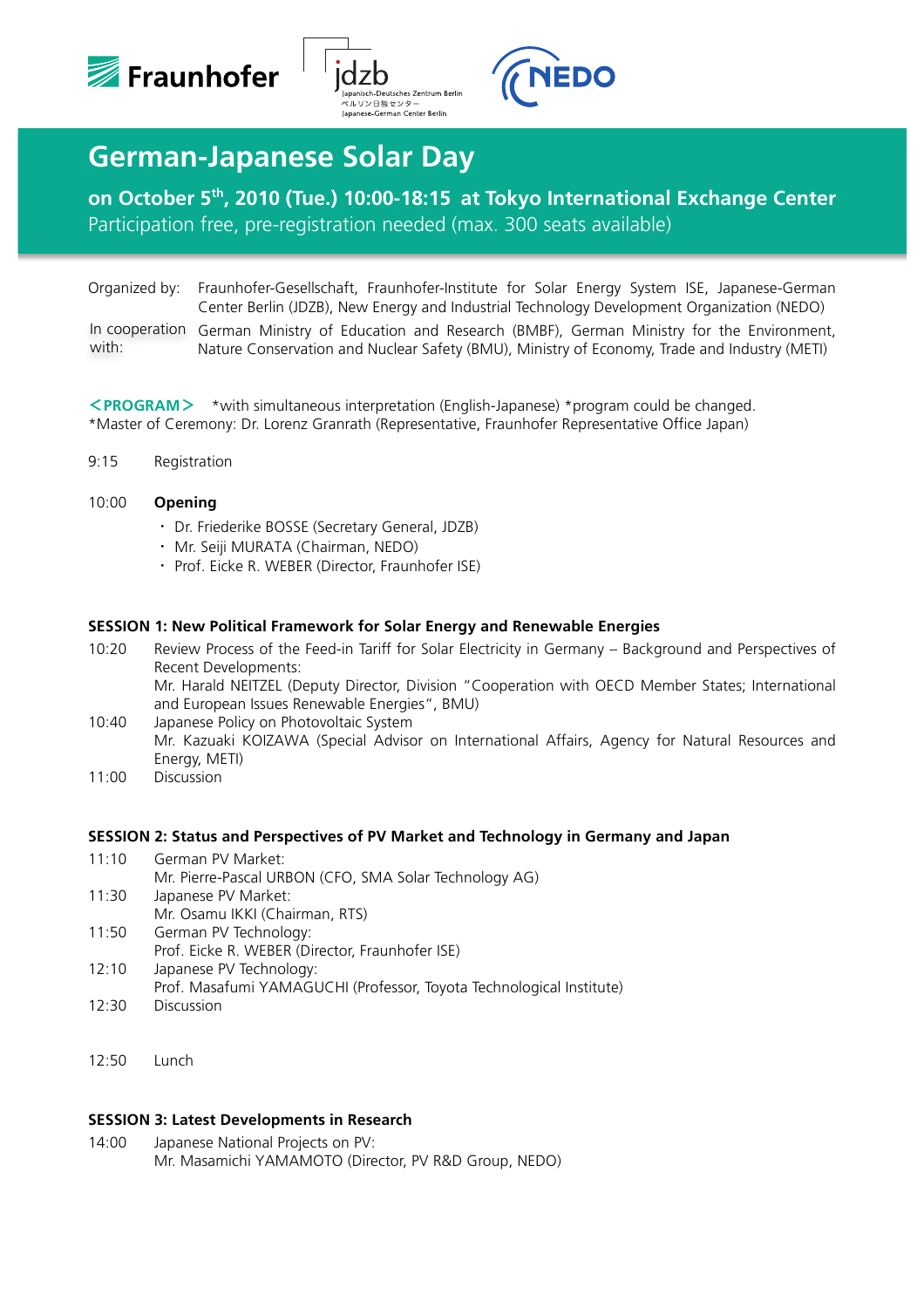Fraunhofer jdzb Japanisch-Deutsches Zentrum Berlin ベルリン日独センター Japanese-German Center Berlin NEDO

# German-Japanese Solar Day

**on October 5th, 2010 (Tue.) 10:00-18:15 at Tokyo International Exchange Center**

Participation free, pre-registration needed (max. 300 seats available)

| | |
|---|---|
| Organized by: | Fraunhofer-Gesellschaft, Fraunhofer-Institute for Solar Energy System ISE, Japanese-German Center Berlin (JDZB), New Energy and Industrial Technology Development Organization (NEDO) |
| In cooperation with: | German Ministry of Education and Research (BMBF), German Ministry for the Environment, Nature Conservation and Nuclear Safety (BMU), Ministry of Economy, Trade and Industry (METI) |

**＜PROGRAM＞** *with simultaneous interpretation (English-Japanese) *program could be changed.
*Master of Ceremony: Dr. Lorenz Granrath (Representative, Fraunhofer Representative Office Japan)

9:15 Registration

10:00 **Opening**

- Dr. Friederike BOSSE (Secretary General, JDZB)
- Mr. Seiji MURATA (Chairman, NEDO)
- Prof. Eicke R. WEBER (Director, Fraunhofer ISE)

**SESSION 1: New Political Framework for Solar Energy and Renewable Energies**

10:20 Review Process of the Feed-in Tariff for Solar Electricity in Germany – Background and Perspectives of Recent Developments:
Mr. Harald NEITZEL (Deputy Director, Division "Cooperation with OECD Member States; International and European Issues Renewable Energies", BMU)

10:40 Japanese Policy on Photovoltaic System
Mr. Kazuaki KOIZAWA (Special Advisor on International Affairs, Agency for Natural Resources and Energy, METI)

11:00 Discussion

**SESSION 2: Status and Perspectives of PV Market and Technology in Germany and Japan**

11:10 German PV Market:
Mr. Pierre-Pascal URBON (CFO, SMA Solar Technology AG)

11:30 Japanese PV Market:
Mr. Osamu IKKI (Chairman, RTS)

11:50 German PV Technology:
Prof. Eicke R. WEBER (Director, Fraunhofer ISE)

12:10 Japanese PV Technology:
Prof. Masafumi YAMAGUCHI (Professor, Toyota Technological Institute)

12:30 Discussion

12:50 Lunch

**SESSION 3: Latest Developments in Research**

14:00 Japanese National Projects on PV:
Mr. Masamichi YAMAMOTO (Director, PV R&D Group, NEDO)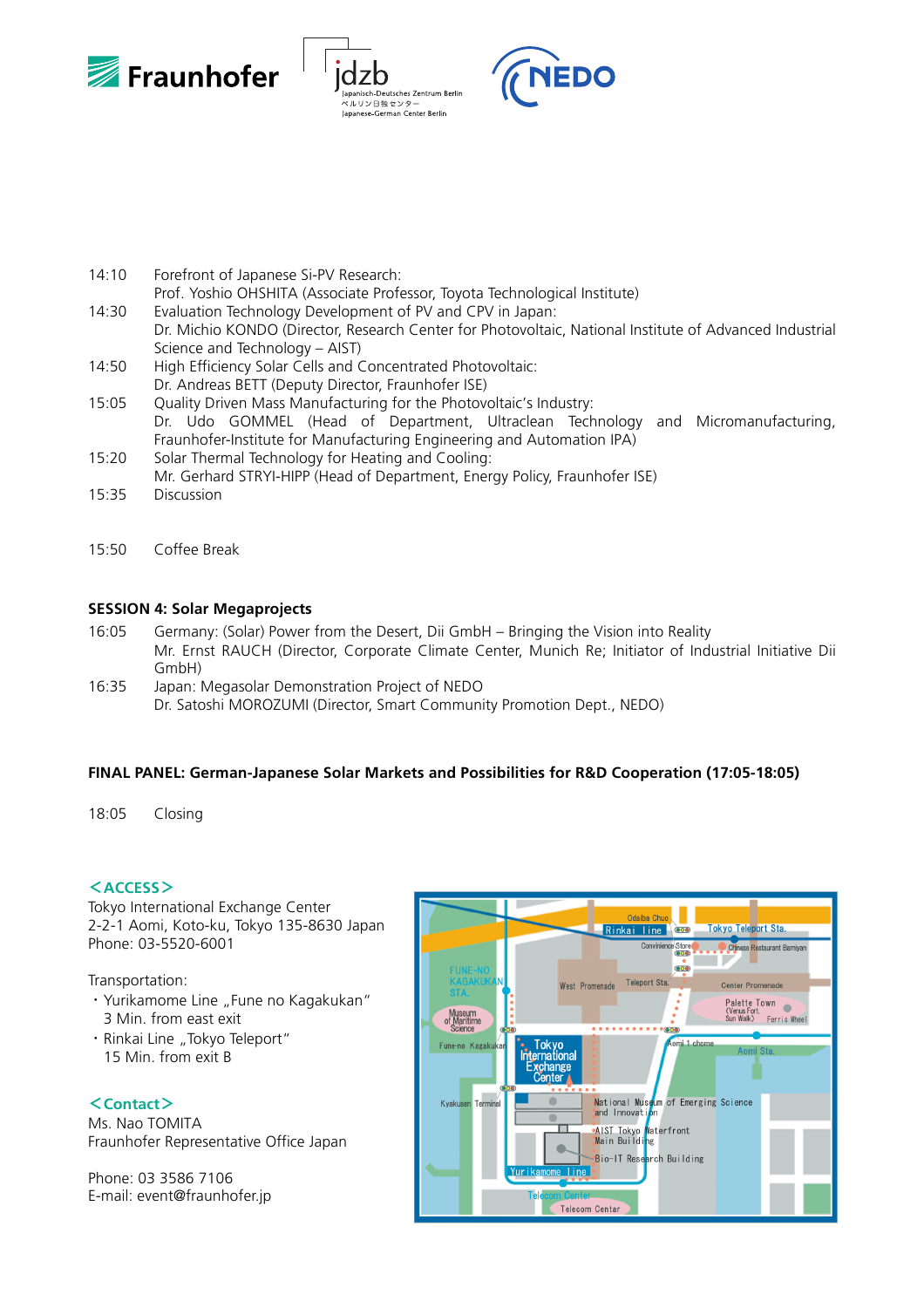| | | |
|---|---|---|
| 14:10 | Forefront of Japanese Si-PV Research: | |
| | Prof. Yoshio OHSHITA (Associate Professor, Toyota Technological Institute) | |
| 14:30 | Evaluation Technology Development of PV and CPV in Japan: | |
| | Dr. Michio KONDO (Director, Research Center for Photovoltaic, National Institute of Advanced Industrial Science and Technology – AIST) | |
| 14:50 | High Efficiency Solar Cells and Concentrated Photovoltaic: | |
| | Dr. Andreas BETT (Deputy Director, Fraunhofer ISE) | |
| 15:05 | Quality Driven Mass Manufacturing for the Photovoltaic's Industry: | |
| | Dr. Udo GOMMEL (Head of Department, Ultraclean Technology and Micromanufacturing, Fraunhofer-Institute for Manufacturing Engineering and Automation IPA) | |
| 15:20 | Solar Thermal Technology for Heating and Cooling: | |
| | Mr. Gerhard STRYI-HIPP (Head of Department, Energy Policy, Fraunhofer ISE) | |
| 15:35 | Discussion | |

15:50 Coffee Break

**SESSION 4: Solar Megaprojects**

16:05 Germany: (Solar) Power from the Desert, Dii GmbH – Bringing the Vision into Reality
Mr. Ernst RAUCH (Director, Corporate Climate Center, Munich Re; Initiator of Industrial Initiative Dii GmbH)

16:35 Japan: Megasolar Demonstration Project of NEDO
Dr. Satoshi MOROZUMI (Director, Smart Community Promotion Dept., NEDO)

**FINAL PANEL: German-Japanese Solar Markets and Possibilities for R&D Cooperation (17:05-18:05)**

18:05 Closing

**<ACCESS>**

Tokyo International Exchange Center
2-2-1 Aomi, Koto-ku, Tokyo 135-8630 Japan
Phone: 03-5520-6001

Transportation:
- Yurikamome Line „Fune no Kagakukan"
  3 Min. from east exit
- Rinkai Line „Tokyo Teleport"
  15 Min. from exit B

**<Contact>**

Ms. Nao TOMITA
Fraunhofer Representative Office Japan

Phone: 03 3586 7106
E-mail: event@fraunhofer.jp

Odaiba Chuo
Rinkai line
Tokyo Teleport Sta.
Convinience Store
Chinese Restaurant Bamiyan
FUNE-NO KAGAKUKAN STA.
West Promenade
Teleport Sta.
Center Promenade
Museum of Maritime Science
Palette Town (Venus Fort, Sun Walk)
Ferris Wheel
Fune-no Kagakukan
Tokyo International Exchange Center
Aomi 1 chome
Aomi Sta.
Kyakusen Terminal
National Museum of Emerging Science and Innovation
AIST Tokyo Waterfront Main Building
Bio-IT Research Building
Yurikamome line
Telecom Center
Telecom Center